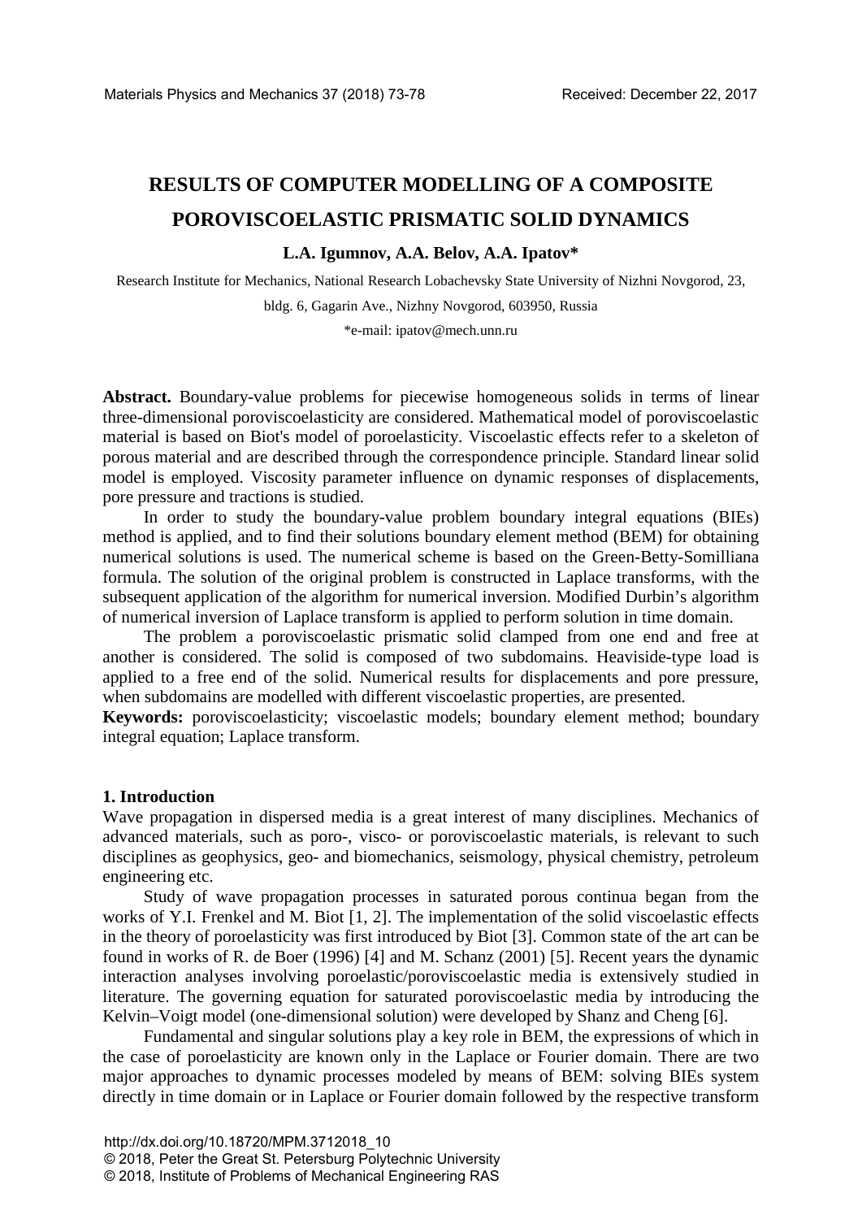# RESULTS OF COMPUTER MODELLING OF A COMPOSITE POROVISCOELASTIC PRISMATIC SOLID DYNAMICS

**L.A. Igumnov, A.A. Belov, A.A. Ipatov***

Research Institute for Mechanics, National Research Lobachevsky State University of Nizhni Novgorod, 23, bldg. 6, Gagarin Ave., Nizhny Novgorod, 603950, Russia

*e-mail: ipatov@mech.unn.ru

**Abstract.** Boundary-value problems for piecewise homogeneous solids in terms of linear three-dimensional poroviscoelasticity are considered. Mathematical model of poroviscoelastic material is based on Biot's model of poroelasticity. Viscoelastic effects refer to a skeleton of porous material and are described through the correspondence principle. Standard linear solid model is employed. Viscosity parameter influence on dynamic responses of displacements, pore pressure and tractions is studied.

In order to study the boundary-value problem boundary integral equations (BIEs) method is applied, and to find their solutions boundary element method (BEM) for obtaining numerical solutions is used. The numerical scheme is based on the Green-Betty-Somilliana formula. The solution of the original problem is constructed in Laplace transforms, with the subsequent application of the algorithm for numerical inversion. Modified Durbin's algorithm of numerical inversion of Laplace transform is applied to perform solution in time domain.

The problem a poroviscoelastic prismatic solid clamped from one end and free at another is considered. The solid is composed of two subdomains. Heaviside-type load is applied to a free end of the solid. Numerical results for displacements and pore pressure, when subdomains are modelled with different viscoelastic properties, are presented.

**Keywords:** poroviscoelasticity; viscoelastic models; boundary element method; boundary integral equation; Laplace transform.

## 1. Introduction

Wave propagation in dispersed media is a great interest of many disciplines. Mechanics of advanced materials, such as poro-, visco- or poroviscoelastic materials, is relevant to such disciplines as geophysics, geo- and biomechanics, seismology, physical chemistry, petroleum engineering etc.

Study of wave propagation processes in saturated porous continua began from the works of Y.I. Frenkel and M. Biot [1, 2]. The implementation of the solid viscoelastic effects in the theory of poroelasticity was first introduced by Biot [3]. Common state of the art can be found in works of R. de Boer (1996) [4] and M. Schanz (2001) [5]. Recent years the dynamic interaction analyses involving poroelastic/poroviscoelastic media is extensively studied in literature. The governing equation for saturated poroviscoelastic media by introducing the Kelvin–Voigt model (one-dimensional solution) were developed by Shanz and Cheng [6].

Fundamental and singular solutions play a key role in BEM, the expressions of which in the case of poroelasticity are known only in the Laplace or Fourier domain. There are two major approaches to dynamic processes modeled by means of BEM: solving BIEs system directly in time domain or in Laplace or Fourier domain followed by the respective transform

http://dx.doi.org/10.18720/MPM.3712018_10
© 2018, Peter the Great St. Petersburg Polytechnic University
© 2018, Institute of Problems of Mechanical Engineering RAS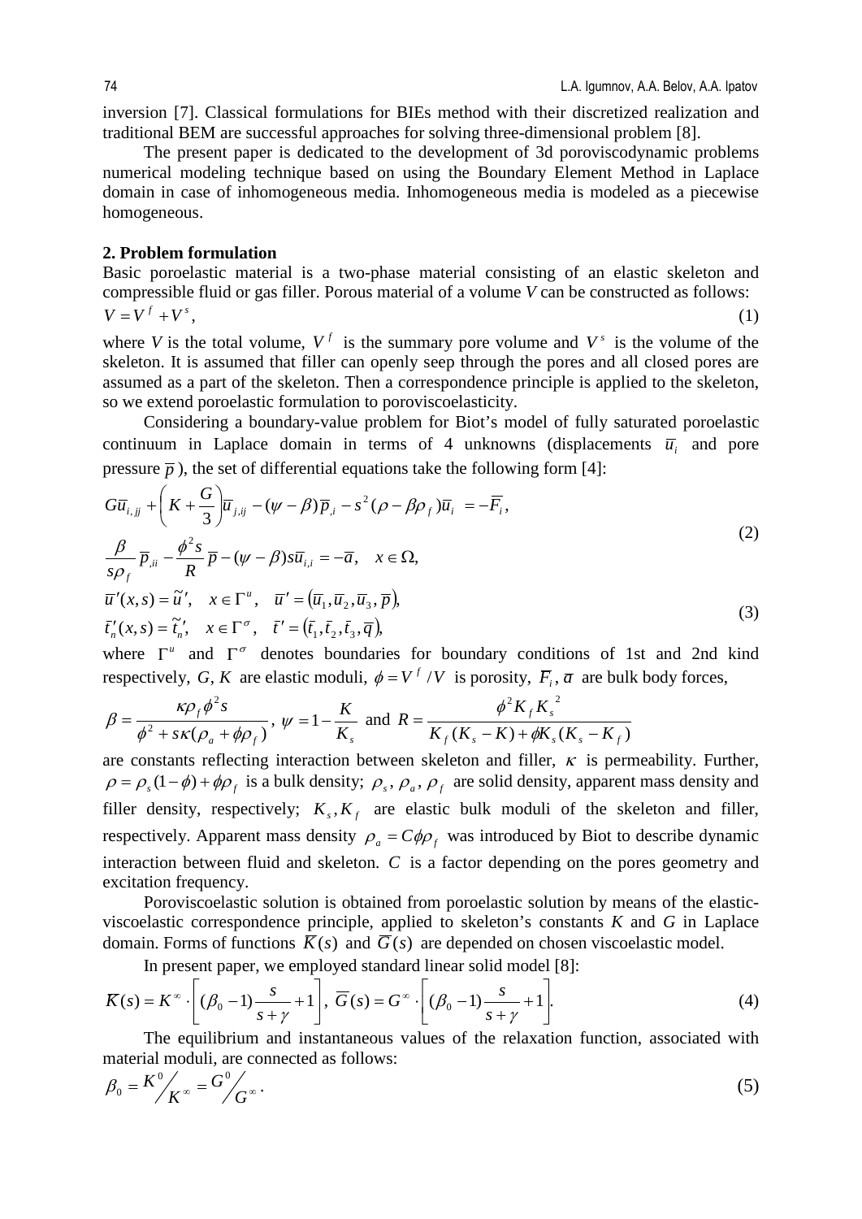inversion [7]. Classical formulations for BIEs method with their discretized realization and traditional BEM are successful approaches for solving three-dimensional problem [8].

The present paper is dedicated to the development of 3d poroviscodynamic problems numerical modeling technique based on using the Boundary Element Method in Laplace domain in case of inhomogeneous media. Inhomogeneous media is modeled as a piecewise homogeneous.

## 2. Problem formulation

Basic poroelastic material is a two-phase material consisting of an elastic skeleton and compressible fluid or gas filler. Porous material of a volume $V$ can be constructed as follows:

$$V = V^f + V^s, \tag{1}$$

where $V$ is the total volume, $V^f$ is the summary pore volume and $V^s$ is the volume of the skeleton. It is assumed that filler can openly seep through the pores and all closed pores are assumed as a part of the skeleton. Then a correspondence principle is applied to the skeleton, so we extend poroelastic formulation to poroviscoelasticity.

Considering a boundary-value problem for Biot's model of fully saturated poroelastic continuum in Laplace domain in terms of 4 unknowns (displacements $\bar{u}_i$ and pore pressure $\bar{p}$), the set of differential equations take the following form [4]:

$$\begin{gathered} G\bar{u}_{i,jj} + \left(K + \frac{G}{3}\right)\bar{u}_{j,ij} - (\psi - \beta)\bar{p}_{,i} - s^2(\rho - \beta\rho_f)\bar{u}_i = -\bar{F}_i, \\ \frac{\beta}{s\rho_f}\bar{p}_{,ii} - \frac{\phi^2 s}{R}\bar{p} - (\psi - \beta)s\bar{u}_{i,i} = -\bar{a}, \quad x \in \Omega, \end{gathered} \tag{2}$$

$$\begin{gathered} \bar{u}'(x,s) = \tilde{u}', \quad x \in \Gamma^u, \quad \bar{u}' = (\bar{u}_1, \bar{u}_2, \bar{u}_3, \bar{p}), \\ \bar{t}_n'(x,s) = \tilde{t}_n', \quad x \in \Gamma^\sigma, \quad \bar{t}' = (\bar{t}_1, \bar{t}_2, \bar{t}_3, \bar{q}), \end{gathered} \tag{3}$$

where $\Gamma^u$ and $\Gamma^\sigma$ denotes boundaries for boundary conditions of 1st and 2nd kind respectively, $G, K$ are elastic moduli, $\phi = V^f / V$ is porosity, $\bar{F}_i, \bar{a}$ are bulk body forces,

$$\beta = \frac{\kappa\rho_f\phi^2 s}{\phi^2 + s\kappa(\rho_a + \phi\rho_f)}, \; \psi = 1 - \frac{K}{K_s} \; \text{and} \; R = \frac{\phi^2 K_f K_s^{\;2}}{K_f(K_s - K) + \phi K_s(K_s - K_f)}$$

are constants reflecting interaction between skeleton and filler, $\kappa$ is permeability. Further, $\rho = \rho_s(1-\phi) + \phi\rho_f$ is a bulk density; $\rho_s$, $\rho_a$, $\rho_f$ are solid density, apparent mass density and filler density, respectively; $K_s, K_f$ are elastic bulk moduli of the skeleton and filler, respectively. Apparent mass density $\rho_a = C\phi\rho_f$ was introduced by Biot to describe dynamic interaction between fluid and skeleton. $C$ is a factor depending on the pores geometry and excitation frequency.

Poroviscoelastic solution is obtained from poroelastic solution by means of the elastic-viscoelastic correspondence principle, applied to skeleton's constants $K$ and $G$ in Laplace domain. Forms of functions $\bar{K}(s)$ and $\bar{G}(s)$ are depended on chosen viscoelastic model.

In present paper, we employed standard linear solid model [8]:

$$\bar{K}(s) = K^\infty \cdot \left[(\beta_0 - 1)\frac{s}{s+\gamma} + 1\right], \; \bar{G}(s) = G^\infty \cdot \left[(\beta_0 - 1)\frac{s}{s+\gamma} + 1\right]. \tag{4}$$

The equilibrium and instantaneous values of the relaxation function, associated with material moduli, are connected as follows:

$$\beta_0 = K^0 / K^\infty = G^0 / G^\infty. \tag{5}$$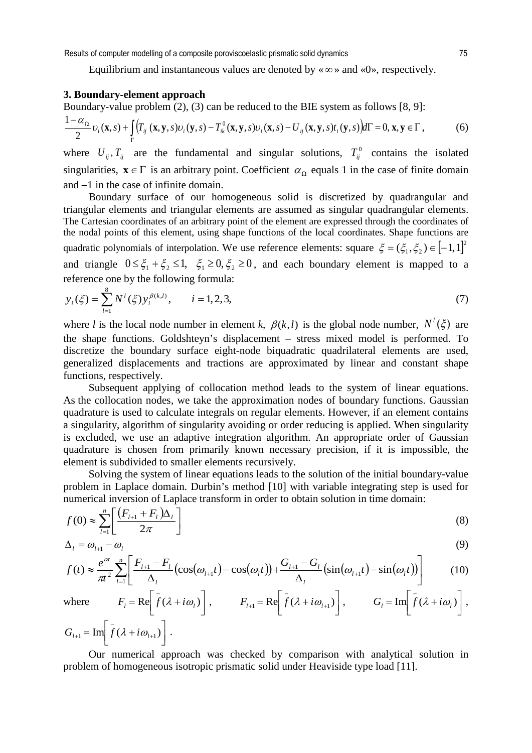Equilibrium and instantaneous values are denoted by «$\infty$» and «0», respectively.

### 3. Boundary-element approach

Boundary-value problem (2), (3) can be reduced to the BIE system as follows [8, 9]:

$$\frac{1-\alpha_\Omega}{2}\upsilon_i(\mathbf{x},s)+\int_\Gamma\left(T_{ij}(\mathbf{x},\mathbf{y},s)\upsilon_i(\mathbf{y},s)-T_{ik}^0(\mathbf{x},\mathbf{y},s)\upsilon_i(\mathbf{x},s)-U_{ij}(\mathbf{x},\mathbf{y},s)t_i(\mathbf{y},s)\right)d\Gamma=0,\ \mathbf{x},\mathbf{y}\in\Gamma\,, \tag{6}$$

where $U_{ij}, T_{ij}$ are the fundamental and singular solutions, $T_{ij}^0$ contains the isolated singularities, $\mathbf{x}\in\Gamma$ is an arbitrary point. Coefficient $\alpha_\Omega$ equals 1 in the case of finite domain and $-1$ in the case of infinite domain.

Boundary surface of our homogeneous solid is discretized by quadrangular and triangular elements and triangular elements are assumed as singular quadrangular elements. The Cartesian coordinates of an arbitrary point of the element are expressed through the coordinates of the nodal points of this element, using shape functions of the local coordinates. Shape functions are quadratic polynomials of interpolation. We use reference elements: square $\xi=(\xi_1,\xi_2)\in[-1,1]^2$ and triangle $0\le\xi_1+\xi_2\le1,\ \ \xi_1\ge0,\xi_2\ge0$, and each boundary element is mapped to a reference one by the following formula:

$$y_i(\xi)=\sum_{l=1}^{8}N^l(\xi)y_i^{\beta(k,l)},\qquad i=1,2,3, \tag{7}$$

where $l$ is the local node number in element $k$, $\beta(k,l)$ is the global node number, $N^l(\xi)$ are the shape functions. Goldshteyn's displacement – stress mixed model is performed. To discretize the boundary surface eight-node biquadratic quadrilateral elements are used, generalized displacements and tractions are approximated by linear and constant shape functions, respectively.

Subsequent applying of collocation method leads to the system of linear equations. As the collocation nodes, we take the approximation nodes of boundary functions. Gaussian quadrature is used to calculate integrals on regular elements. However, if an element contains a singularity, algorithm of singularity avoiding or order reducing is applied. When singularity is excluded, we use an adaptive integration algorithm. An appropriate order of Gaussian quadrature is chosen from primarily known necessary precision, if it is impossible, the element is subdivided to smaller elements recursively.

Solving the system of linear equations leads to the solution of the initial boundary-value problem in Laplace domain. Durbin's method [10] with variable integrating step is used for numerical inversion of Laplace transform in order to obtain solution in time domain:

$$f(0)\approx\sum_{l=1}^{n}\left[\frac{(F_{l+1}+F_l)\Delta_l}{2\pi}\right] \tag{8}$$

$$\Delta_l=\omega_{l+1}-\omega_l \tag{9}$$

$$f(t)\approx\frac{e^{\alpha t}}{\pi t^2}\sum_{l=1}^{n}\left[\frac{F_{l+1}-F_l}{\Delta_l}\left(\cos(\omega_{l+1}t)-\cos(\omega_l t)\right)+\frac{G_{l+1}-G_l}{\Delta_l}\left(\sin(\omega_{l+1}t)-\sin(\omega_l t)\right)\right] \tag{10}$$

where $F_l=\mathrm{Re}\left[\bar{f}(\lambda+i\omega_l)\right]$, $F_{l+1}=\mathrm{Re}\left[\bar{f}(\lambda+i\omega_{l+1})\right]$, $G_l=\mathrm{Im}\left[\bar{f}(\lambda+i\omega_l)\right]$, $G_{l+1}=\mathrm{Im}\left[\bar{f}(\lambda+i\omega_{l+1})\right]$.

Our numerical approach was checked by comparison with analytical solution in problem of homogeneous isotropic prismatic solid under Heaviside type load [11].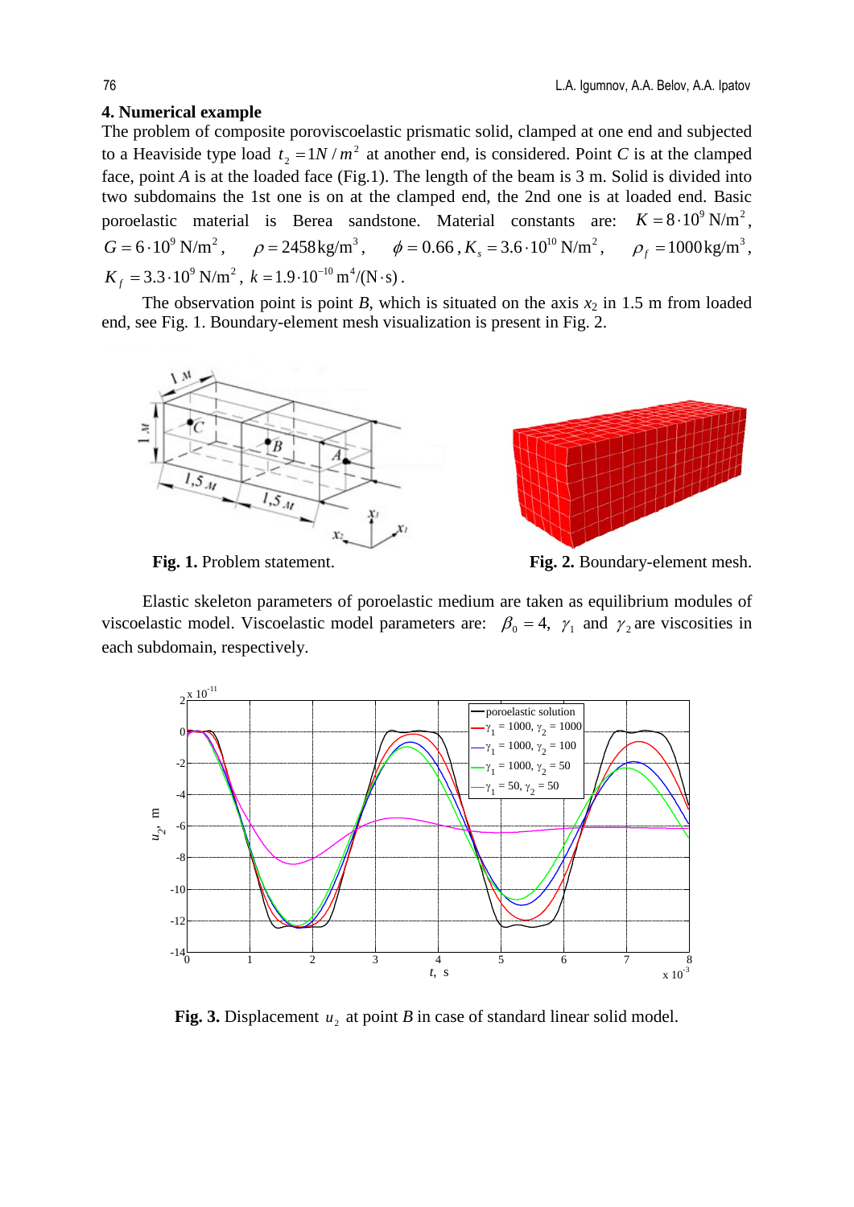## 4. Numerical example

The problem of composite poroviscoelastic prismatic solid, clamped at one end and subjected to a Heaviside type load $t_2 = 1N/m^2$ at another end, is considered. Point *C* is at the clamped face, point *A* is at the loaded face (Fig.1). The length of the beam is 3 m. Solid is divided into two subdomains the 1st one is on at the clamped end, the 2nd one is at loaded end. Basic poroelastic material is Berea sandstone. Material constants are: $K = 8 \cdot 10^9\ \text{N/m}^2$, $G = 6 \cdot 10^9\ \text{N/m}^2$, $\rho = 2458\,\text{kg/m}^3$, $\phi = 0.66$, $K_s = 3.6 \cdot 10^{10}\ \text{N/m}^2$, $\rho_f = 1000\,\text{kg/m}^3$, $K_f = 3.3 \cdot 10^9\ \text{N/m}^2$, $k = 1.9 \cdot 10^{-10}\ \text{m}^4/(\text{N} \cdot \text{s})$.

The observation point is point *B*, which is situated on the axis $x_2$ in 1.5 m from loaded end, see Fig. 1. Boundary-element mesh visualization is present in Fig. 2.

**Fig. 1.** Problem statement.

**Fig. 2.** Boundary-element mesh.

Elastic skeleton parameters of poroelastic medium are taken as equilibrium modules of viscoelastic model. Viscoelastic model parameters are: $\beta_0 = 4$, $\gamma_1$ and $\gamma_2$ are viscosities in each subdomain, respectively.

**Fig. 3.** Displacement $u_2$ at point *B* in case of standard linear solid model.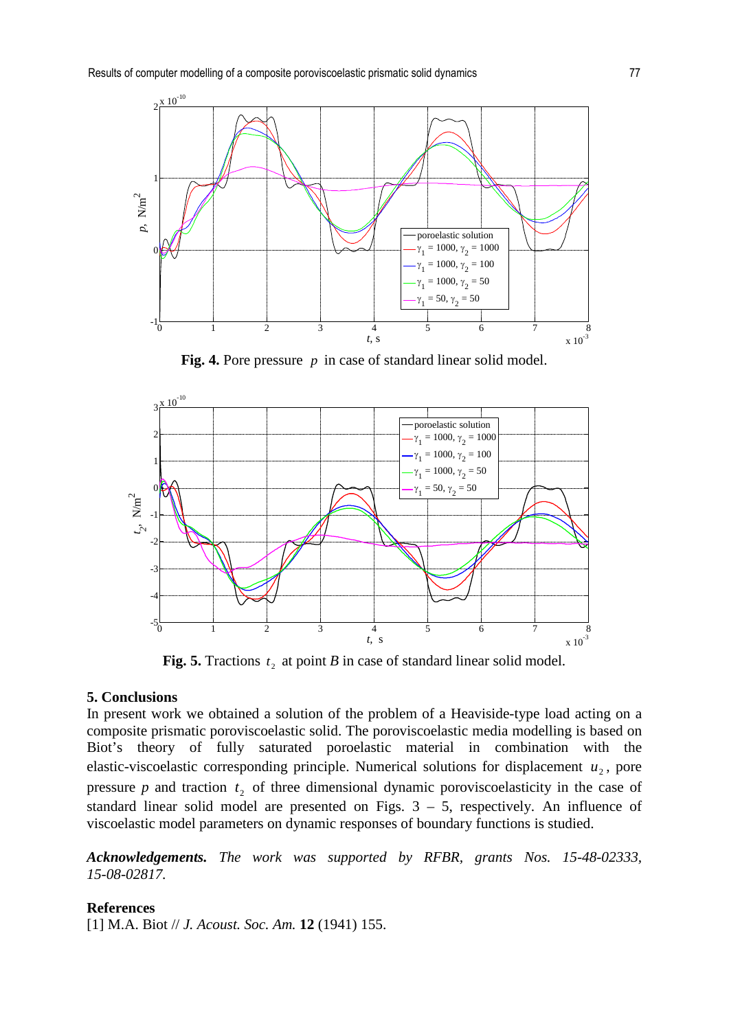**Fig. 4.** Pore pressure $p$ in case of standard linear solid model.

**Fig. 5.** Tractions $t_2$ at point *B* in case of standard linear solid model.

## 5. Conclusions

In present work we obtained a solution of the problem of a Heaviside-type load acting on a composite prismatic poroviscoelastic solid. The poroviscoelastic media modelling is based on Biot's theory of fully saturated poroelastic material in combination with the elastic-viscoelastic corresponding principle. Numerical solutions for displacement $u_2$, pore pressure $p$ and traction $t_2$ of three dimensional dynamic poroviscoelasticity in the case of standard linear solid model are presented on Figs. 3 – 5, respectively. An influence of viscoelastic model parameters on dynamic responses of boundary functions is studied.

***Acknowledgements.*** *The work was supported by RFBR, grants Nos. 15-48-02333, 15-08-02817.*

## References

[1] M.A. Biot // *J. Acoust. Soc. Am.* **12** (1941) 155.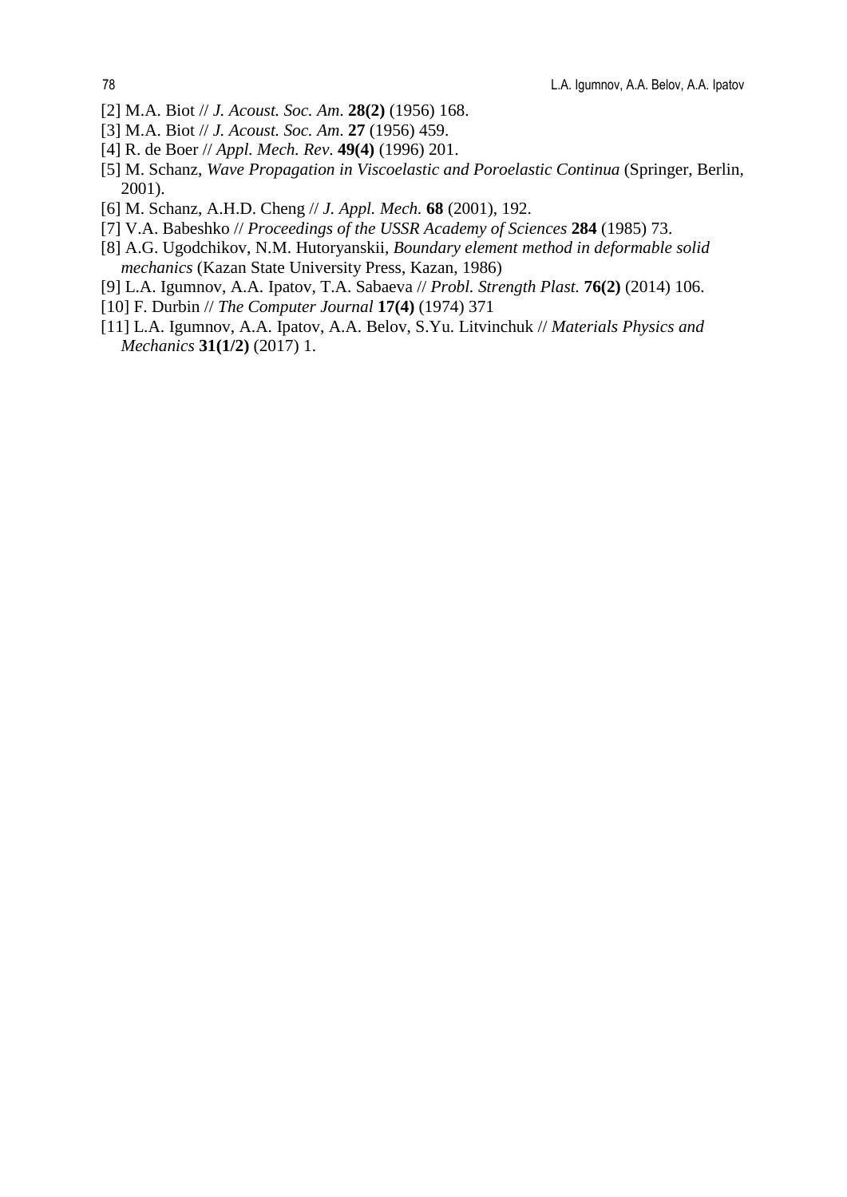[2] M.A. Biot // *J. Acoust. Soc. Am*. **28(2)** (1956) 168.
[3] M.A. Biot // *J. Acoust. Soc. Am*. **27** (1956) 459.
[4] R. de Boer // *Appl. Mech. Rev*. **49(4)** (1996) 201.
[5] M. Schanz, *Wave Propagation in Viscoelastic and Poroelastic Continua* (Springer, Berlin, 2001).
[6] M. Schanz, A.H.D. Cheng // *J. Appl. Mech.* **68** (2001), 192.
[7] V.A. Babeshko // *Proceedings of the USSR Academy of Sciences* **284** (1985) 73.
[8] A.G. Ugodchikov, N.M. Hutoryanskii, *Boundary element method in deformable solid mechanics* (Kazan State University Press, Kazan, 1986)
[9] L.A. Igumnov, A.A. Ipatov, T.A. Sabaeva // *Probl. Strength Plast.* **76(2)** (2014) 106.
[10] F. Durbin // *The Computer Journal* **17(4)** (1974) 371
[11] L.A. Igumnov, A.A. Ipatov, A.A. Belov, S.Yu. Litvinchuk // *Materials Physics and Mechanics* **31(1/2)** (2017) 1.